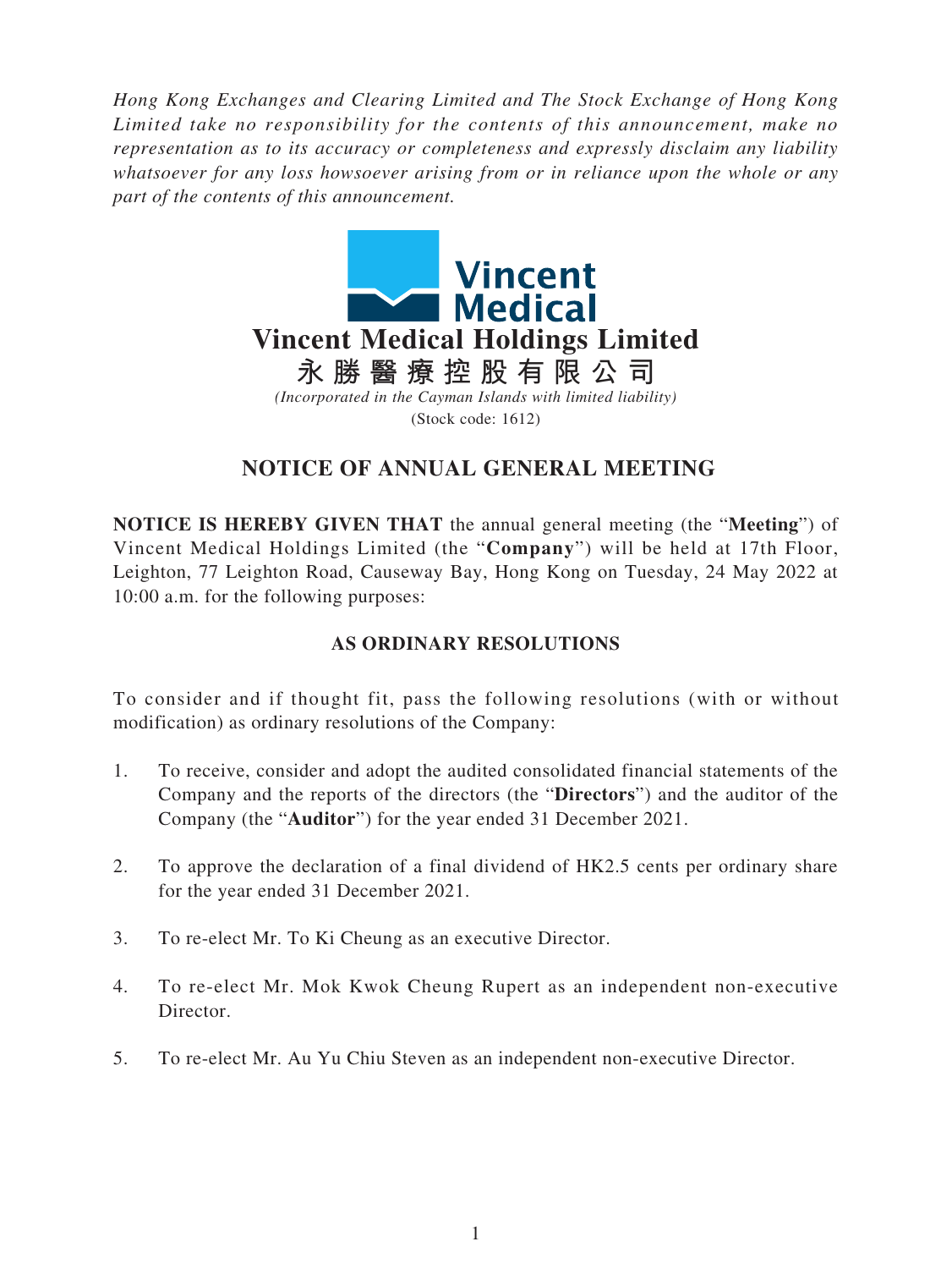*Hong Kong Exchanges and Clearing Limited and The Stock Exchange of Hong Kong Limited take no responsibility for the contents of this announcement, make no representation as to its accuracy or completeness and expressly disclaim any liability whatsoever for any loss howsoever arising from or in reliance upon the whole or any part of the contents of this announcement.*

# Vincent Medical Holdings Limited

# 永勝醫療控股有限公司

*(Incorporated in the Cayman Islands with limited liability)*

(Stock code: 1612)

## NOTICE OF ANNUAL GENERAL MEETING

**NOTICE IS HEREBY GIVEN THAT** the annual general meeting (the "**Meeting**") of Vincent Medical Holdings Limited (the "**Company**") will be held at 17th Floor, Leighton, 77 Leighton Road, Causeway Bay, Hong Kong on Tuesday, 24 May 2022 at 10:00 a.m. for the following purposes:

### AS ORDINARY RESOLUTIONS

To consider and if thought fit, pass the following resolutions (with or without modification) as ordinary resolutions of the Company:

1. To receive, consider and adopt the audited consolidated financial statements of the Company and the reports of the directors (the "**Directors**") and the auditor of the Company (the "**Auditor**") for the year ended 31 December 2021.

2. To approve the declaration of a final dividend of HK2.5 cents per ordinary share for the year ended 31 December 2021.

3. To re-elect Mr. To Ki Cheung as an executive Director.

4. To re-elect Mr. Mok Kwok Cheung Rupert as an independent non-executive Director.

5. To re-elect Mr. Au Yu Chiu Steven as an independent non-executive Director.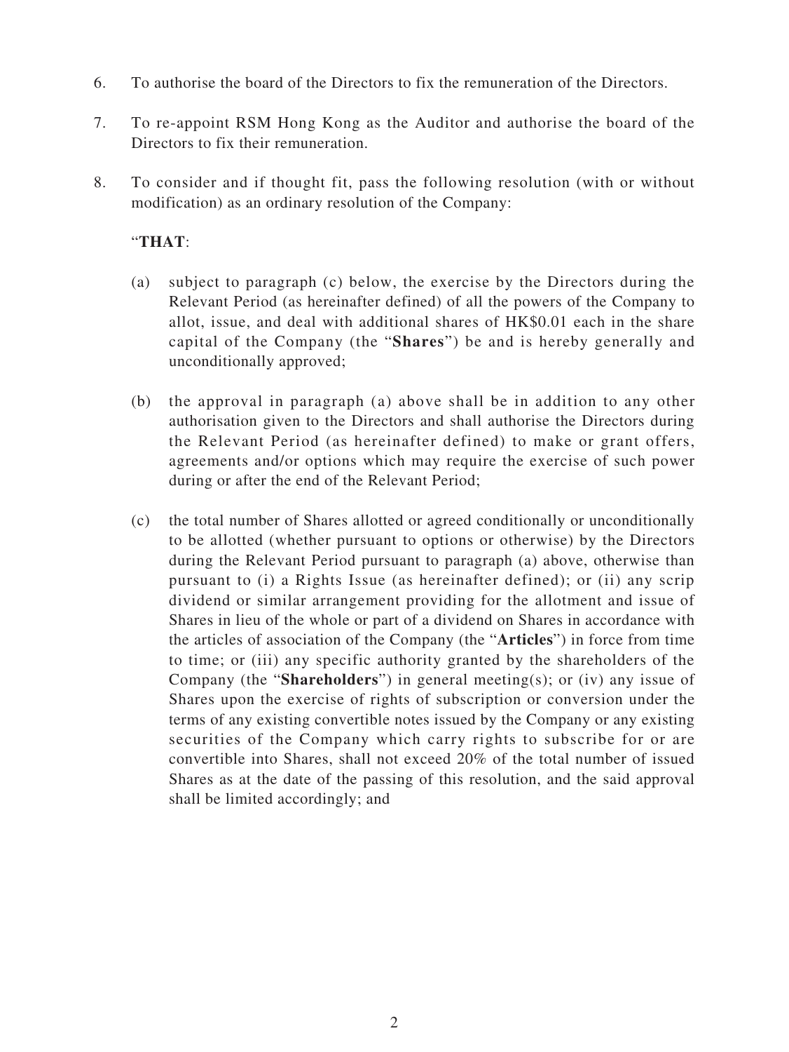6. To authorise the board of the Directors to fix the remuneration of the Directors.

7. To re-appoint RSM Hong Kong as the Auditor and authorise the board of the Directors to fix their remuneration.

8. To consider and if thought fit, pass the following resolution (with or without modification) as an ordinary resolution of the Company:

   "**THAT**:

   (a) subject to paragraph (c) below, the exercise by the Directors during the Relevant Period (as hereinafter defined) of all the powers of the Company to allot, issue, and deal with additional shares of HK$0.01 each in the share capital of the Company (the "**Shares**") be and is hereby generally and unconditionally approved;

   (b) the approval in paragraph (a) above shall be in addition to any other authorisation given to the Directors and shall authorise the Directors during the Relevant Period (as hereinafter defined) to make or grant offers, agreements and/or options which may require the exercise of such power during or after the end of the Relevant Period;

   (c) the total number of Shares allotted or agreed conditionally or unconditionally to be allotted (whether pursuant to options or otherwise) by the Directors during the Relevant Period pursuant to paragraph (a) above, otherwise than pursuant to (i) a Rights Issue (as hereinafter defined); or (ii) any scrip dividend or similar arrangement providing for the allotment and issue of Shares in lieu of the whole or part of a dividend on Shares in accordance with the articles of association of the Company (the "**Articles**") in force from time to time; or (iii) any specific authority granted by the shareholders of the Company (the "**Shareholders**") in general meeting(s); or (iv) any issue of Shares upon the exercise of rights of subscription or conversion under the terms of any existing convertible notes issued by the Company or any existing securities of the Company which carry rights to subscribe for or are convertible into Shares, shall not exceed 20% of the total number of issued Shares as at the date of the passing of this resolution, and the said approval shall be limited accordingly; and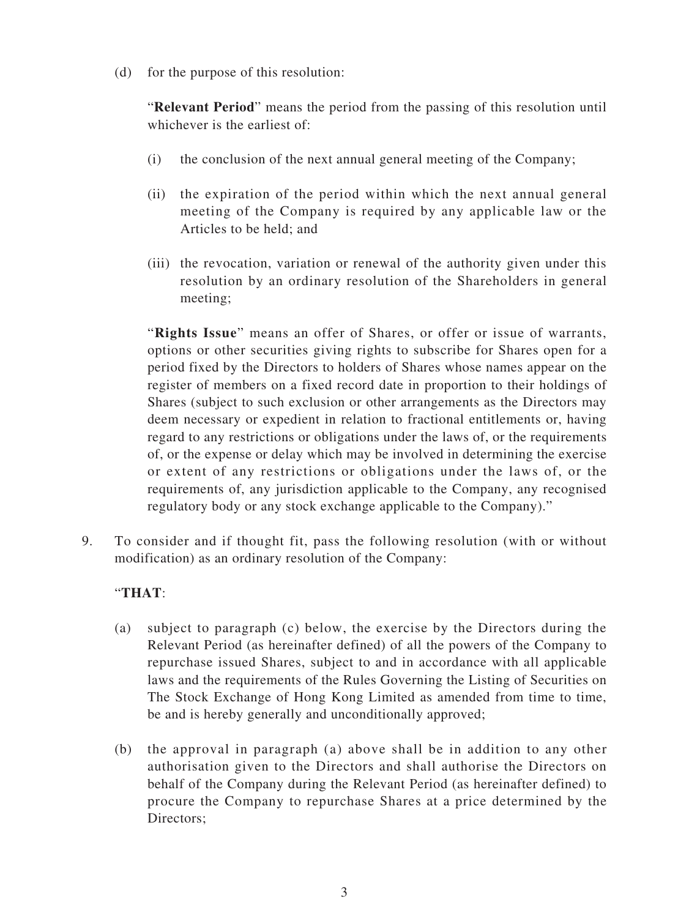(d) for the purpose of this resolution:

"**Relevant Period**" means the period from the passing of this resolution until whichever is the earliest of:

(i) the conclusion of the next annual general meeting of the Company;

(ii) the expiration of the period within which the next annual general meeting of the Company is required by any applicable law or the Articles to be held; and

(iii) the revocation, variation or renewal of the authority given under this resolution by an ordinary resolution of the Shareholders in general meeting;

"**Rights Issue**" means an offer of Shares, or offer or issue of warrants, options or other securities giving rights to subscribe for Shares open for a period fixed by the Directors to holders of Shares whose names appear on the register of members on a fixed record date in proportion to their holdings of Shares (subject to such exclusion or other arrangements as the Directors may deem necessary or expedient in relation to fractional entitlements or, having regard to any restrictions or obligations under the laws of, or the requirements of, or the expense or delay which may be involved in determining the exercise or extent of any restrictions or obligations under the laws of, or the requirements of, any jurisdiction applicable to the Company, any recognised regulatory body or any stock exchange applicable to the Company)."

9. To consider and if thought fit, pass the following resolution (with or without modification) as an ordinary resolution of the Company:

"**THAT**:

(a) subject to paragraph (c) below, the exercise by the Directors during the Relevant Period (as hereinafter defined) of all the powers of the Company to repurchase issued Shares, subject to and in accordance with all applicable laws and the requirements of the Rules Governing the Listing of Securities on The Stock Exchange of Hong Kong Limited as amended from time to time, be and is hereby generally and unconditionally approved;

(b) the approval in paragraph (a) above shall be in addition to any other authorisation given to the Directors and shall authorise the Directors on behalf of the Company during the Relevant Period (as hereinafter defined) to procure the Company to repurchase Shares at a price determined by the Directors;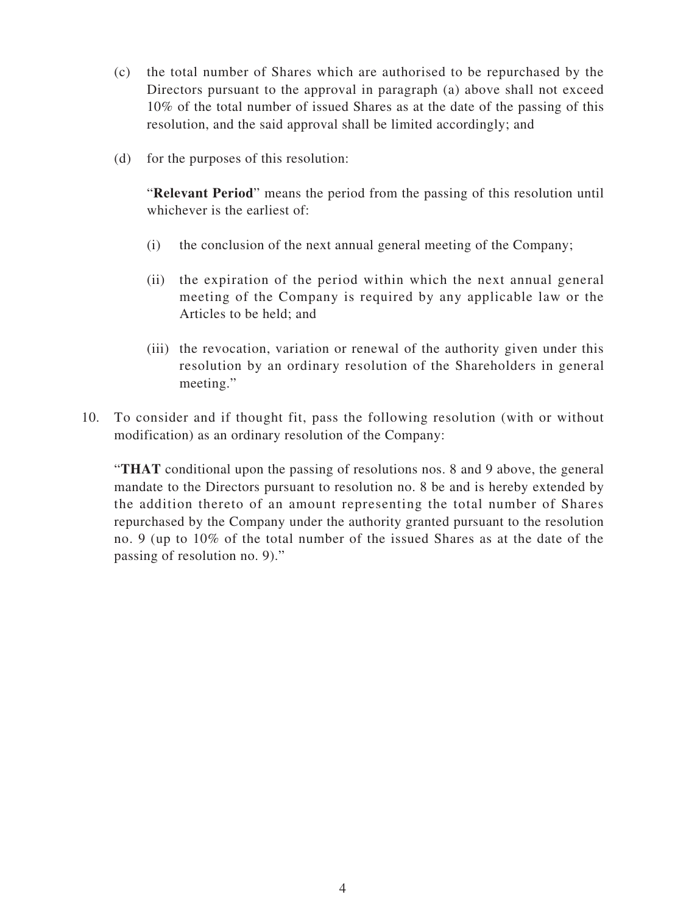(c) the total number of Shares which are authorised to be repurchased by the Directors pursuant to the approval in paragraph (a) above shall not exceed 10% of the total number of issued Shares as at the date of the passing of this resolution, and the said approval shall be limited accordingly; and

(d) for the purposes of this resolution:

"**Relevant Period**" means the period from the passing of this resolution until whichever is the earliest of:

(i) the conclusion of the next annual general meeting of the Company;

(ii) the expiration of the period within which the next annual general meeting of the Company is required by any applicable law or the Articles to be held; and

(iii) the revocation, variation or renewal of the authority given under this resolution by an ordinary resolution of the Shareholders in general meeting."

10. To consider and if thought fit, pass the following resolution (with or without modification) as an ordinary resolution of the Company:

"**THAT** conditional upon the passing of resolutions nos. 8 and 9 above, the general mandate to the Directors pursuant to resolution no. 8 be and is hereby extended by the addition thereto of an amount representing the total number of Shares repurchased by the Company under the authority granted pursuant to the resolution no. 9 (up to 10% of the total number of the issued Shares as at the date of the passing of resolution no. 9)."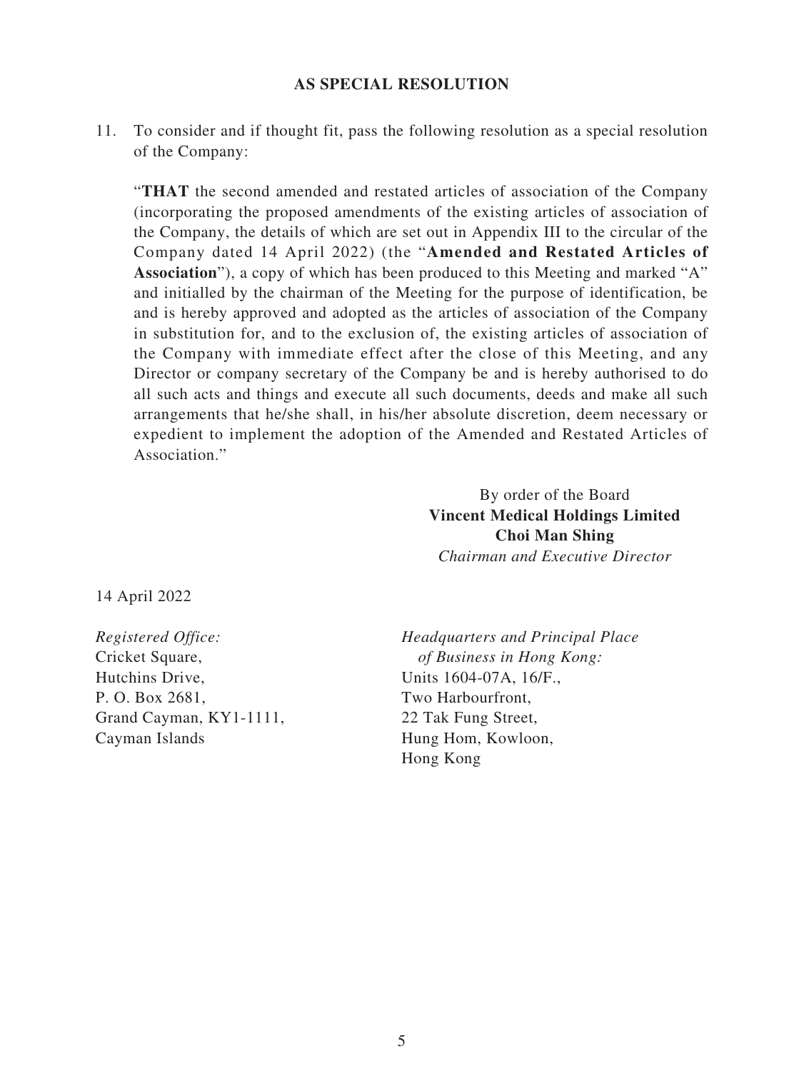**AS SPECIAL RESOLUTION**

11. To consider and if thought fit, pass the following resolution as a special resolution of the Company:

 "**THAT** the second amended and restated articles of association of the Company (incorporating the proposed amendments of the existing articles of association of the Company, the details of which are set out in Appendix III to the circular of the Company dated 14 April 2022) (the "**Amended and Restated Articles of Association**"), a copy of which has been produced to this Meeting and marked "A" and initialled by the chairman of the Meeting for the purpose of identification, be and is hereby approved and adopted as the articles of association of the Company in substitution for, and to the exclusion of, the existing articles of association of the Company with immediate effect after the close of this Meeting, and any Director or company secretary of the Company be and is hereby authorised to do all such acts and things and execute all such documents, deeds and make all such arrangements that he/she shall, in his/her absolute discretion, deem necessary or expedient to implement the adoption of the Amended and Restated Articles of Association."

By order of the Board
**Vincent Medical Holdings Limited**
**Choi Man Shing**
*Chairman and Executive Director*

14 April 2022

*Registered Office:*
Cricket Square,
Hutchins Drive,
P. O. Box 2681,
Grand Cayman, KY1-1111,
Cayman Islands

*Headquarters and Principal Place of Business in Hong Kong:*
Units 1604-07A, 16/F.,
Two Harbourfront,
22 Tak Fung Street,
Hung Hom, Kowloon,
Hong Kong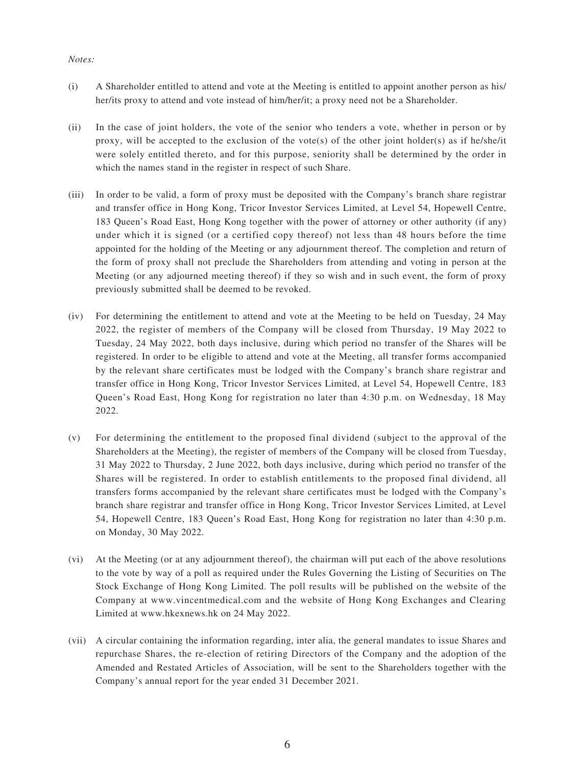*Notes:*

(i) A Shareholder entitled to attend and vote at the Meeting is entitled to appoint another person as his/her/its proxy to attend and vote instead of him/her/it; a proxy need not be a Shareholder.

(ii) In the case of joint holders, the vote of the senior who tenders a vote, whether in person or by proxy, will be accepted to the exclusion of the vote(s) of the other joint holder(s) as if he/she/it were solely entitled thereto, and for this purpose, seniority shall be determined by the order in which the names stand in the register in respect of such Share.

(iii) In order to be valid, a form of proxy must be deposited with the Company's branch share registrar and transfer office in Hong Kong, Tricor Investor Services Limited, at Level 54, Hopewell Centre, 183 Queen's Road East, Hong Kong together with the power of attorney or other authority (if any) under which it is signed (or a certified copy thereof) not less than 48 hours before the time appointed for the holding of the Meeting or any adjournment thereof. The completion and return of the form of proxy shall not preclude the Shareholders from attending and voting in person at the Meeting (or any adjourned meeting thereof) if they so wish and in such event, the form of proxy previously submitted shall be deemed to be revoked.

(iv) For determining the entitlement to attend and vote at the Meeting to be held on Tuesday, 24 May 2022, the register of members of the Company will be closed from Thursday, 19 May 2022 to Tuesday, 24 May 2022, both days inclusive, during which period no transfer of the Shares will be registered. In order to be eligible to attend and vote at the Meeting, all transfer forms accompanied by the relevant share certificates must be lodged with the Company's branch share registrar and transfer office in Hong Kong, Tricor Investor Services Limited, at Level 54, Hopewell Centre, 183 Queen's Road East, Hong Kong for registration no later than 4:30 p.m. on Wednesday, 18 May 2022.

(v) For determining the entitlement to the proposed final dividend (subject to the approval of the Shareholders at the Meeting), the register of members of the Company will be closed from Tuesday, 31 May 2022 to Thursday, 2 June 2022, both days inclusive, during which period no transfer of the Shares will be registered. In order to establish entitlements to the proposed final dividend, all transfers forms accompanied by the relevant share certificates must be lodged with the Company's branch share registrar and transfer office in Hong Kong, Tricor Investor Services Limited, at Level 54, Hopewell Centre, 183 Queen's Road East, Hong Kong for registration no later than 4:30 p.m. on Monday, 30 May 2022.

(vi) At the Meeting (or at any adjournment thereof), the chairman will put each of the above resolutions to the vote by way of a poll as required under the Rules Governing the Listing of Securities on The Stock Exchange of Hong Kong Limited. The poll results will be published on the website of the Company at www.vincentmedical.com and the website of Hong Kong Exchanges and Clearing Limited at www.hkexnews.hk on 24 May 2022.

(vii) A circular containing the information regarding, inter alia, the general mandates to issue Shares and repurchase Shares, the re-election of retiring Directors of the Company and the adoption of the Amended and Restated Articles of Association, will be sent to the Shareholders together with the Company's annual report for the year ended 31 December 2021.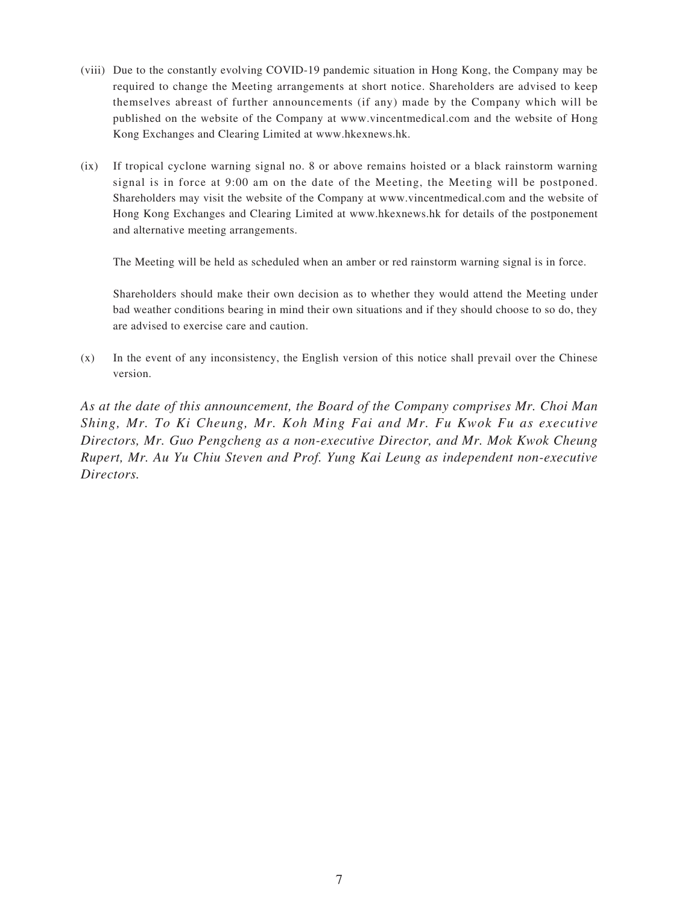(viii) Due to the constantly evolving COVID-19 pandemic situation in Hong Kong, the Company may be required to change the Meeting arrangements at short notice. Shareholders are advised to keep themselves abreast of further announcements (if any) made by the Company which will be published on the website of the Company at www.vincentmedical.com and the website of Hong Kong Exchanges and Clearing Limited at www.hkexnews.hk.

(ix) If tropical cyclone warning signal no. 8 or above remains hoisted or a black rainstorm warning signal is in force at 9:00 am on the date of the Meeting, the Meeting will be postponed. Shareholders may visit the website of the Company at www.vincentmedical.com and the website of Hong Kong Exchanges and Clearing Limited at www.hkexnews.hk for details of the postponement and alternative meeting arrangements.

The Meeting will be held as scheduled when an amber or red rainstorm warning signal is in force.

Shareholders should make their own decision as to whether they would attend the Meeting under bad weather conditions bearing in mind their own situations and if they should choose to so do, they are advised to exercise care and caution.

(x) In the event of any inconsistency, the English version of this notice shall prevail over the Chinese version.

*As at the date of this announcement, the Board of the Company comprises Mr. Choi Man Shing, Mr. To Ki Cheung, Mr. Koh Ming Fai and Mr. Fu Kwok Fu as executive Directors, Mr. Guo Pengcheng as a non-executive Director, and Mr. Mok Kwok Cheung Rupert, Mr. Au Yu Chiu Steven and Prof. Yung Kai Leung as independent non-executive Directors.*